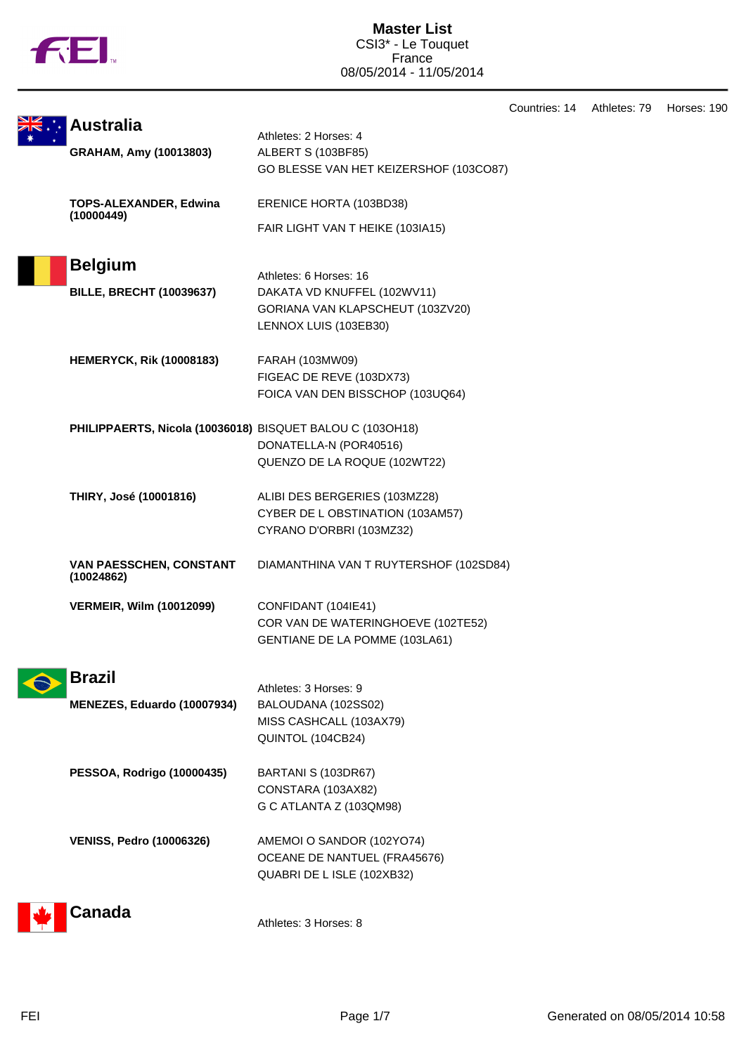# Master List

CSI3* - Le Touquet
France
08/05/2014 - 11/05/2014

Countries: 14 Athletes: 79 Horses: 190

## Australia

Athletes: 2 Horses: 4

**GRAHAM, Amy (10013803)**
- ALBERT S (103BF85)
- GO BLESSE VAN HET KEIZERSHOF (103CO87)

**TOPS-ALEXANDER, Edwina (10000449)**
- ERENICE HORTA (103BD38)
- FAIR LIGHT VAN T HEIKE (103IA15)

## Belgium

Athletes: 6 Horses: 16

**BILLE, BRECHT (10039637)**
- DAKATA VD KNUFFEL (102WV11)
- GORIANA VAN KLAPSCHEUT (103ZV20)
- LENNOX LUIS (103EB30)

**HEMERYCK, Rik (10008183)**
- FARAH (103MW09)
- FIGEAC DE REVE (103DX73)
- FOICA VAN DEN BISSCHOP (103UQ64)

**PHILIPPAERTS, Nicola (10036018)**
- BISQUET BALOU C (103OH18)
- DONATELLA-N (POR40516)
- QUENZO DE LA ROQUE (102WT22)

**THIRY, José (10001816)**
- ALIBI DES BERGERIES (103MZ28)
- CYBER DE L OBSTINATION (103AM57)
- CYRANO D'ORBRI (103MZ32)

**VAN PAESSCHEN, CONSTANT (10024862)**
- DIAMANTHINA VAN T RUYTERSHOF (102SD84)

**VERMEIR, Wilm (10012099)**
- CONFIDANT (104IE41)
- COR VAN DE WATERINGHOEVE (102TE52)
- GENTIANE DE LA POMME (103LA61)

## Brazil

Athletes: 3 Horses: 9

**MENEZES, Eduardo (10007934)**
- BALOUDANA (102SS02)
- MISS CASHCALL (103AX79)
- QUINTOL (104CB24)

**PESSOA, Rodrigo (10000435)**
- BARTANI S (103DR67)
- CONSTARA (103AX82)
- G C ATLANTA Z (103QM98)

**VENISS, Pedro (10006326)**
- AMEMOI O SANDOR (102YO74)
- OCEANE DE NANTUEL (FRA45676)
- QUABRI DE L ISLE (102XB32)

## Canada

Athletes: 3 Horses: 8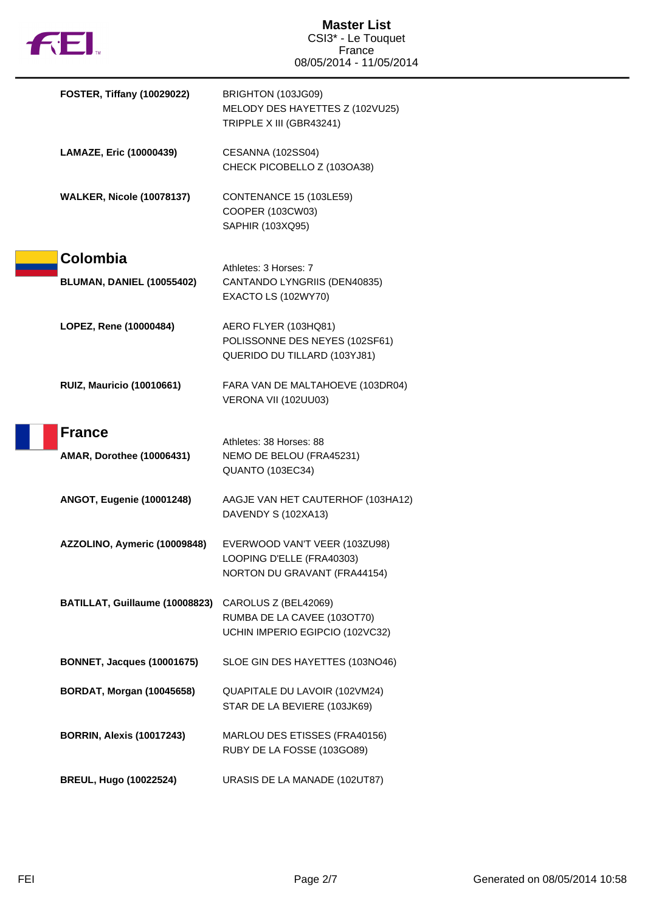| Athlete | Horses |
|---|---|
| **FOSTER, Tiffany (10029022)** | BRIGHTON (103JG09)<br>MELODY DES HAYETTES Z (102VU25)<br>TRIPPLE X III (GBR43241) |
| **LAMAZE, Eric (10000439)** | CESANNA (102SS04)<br>CHECK PICOBELLO Z (103OA38) |
| **WALKER, Nicole (10078137)** | CONTENANCE 15 (103LE59)<br>COOPER (103CW03)<br>SAPHIR (103XQ95) |

## Colombia

Athletes: 3 Horses: 7

| Athlete | Horses |
|---|---|
| **BLUMAN, DANIEL (10055402)** | CANTANDO LYNGRIIS (DEN40835)<br>EXACTO LS (102WY70) |
| **LOPEZ, Rene (10000484)** | AERO FLYER (103HQ81)<br>POLISSONNE DES NEYES (102SF61)<br>QUERIDO DU TILLARD (103YJ81) |
| **RUIZ, Mauricio (10010661)** | FARA VAN DE MALTAHOEVE (103DR04)<br>VERONA VII (102UU03) |

## France

Athletes: 38 Horses: 88

| Athlete | Horses |
|---|---|
| **AMAR, Dorothee (10006431)** | NEMO DE BELOU (FRA45231)<br>QUANTO (103EC34) |
| **ANGOT, Eugenie (10001248)** | AAGJE VAN HET CAUTERHOF (103HA12)<br>DAVENDY S (102XA13) |
| **AZZOLINO, Aymeric (10009848)** | EVERWOOD VAN'T VEER (103ZU98)<br>LOOPING D'ELLE (FRA40303)<br>NORTON DU GRAVANT (FRA44154) |
| **BATILLAT, Guillaume (10008823)** | CAROLUS Z (BEL42069)<br>RUMBA DE LA CAVEE (103OT70)<br>UCHIN IMPERIO EGIPCIO (102VC32) |
| **BONNET, Jacques (10001675)** | SLOE GIN DES HAYETTES (103NO46) |
| **BORDAT, Morgan (10045658)** | QUAPITALE DU LAVOIR (102VM24)<br>STAR DE LA BEVIERE (103JK69) |
| **BORRIN, Alexis (10017243)** | MARLOU DES ETISSES (FRA40156)<br>RUBY DE LA FOSSE (103GO89) |
| **BREUL, Hugo (10022524)** | URASIS DE LA MANADE (102UT87) |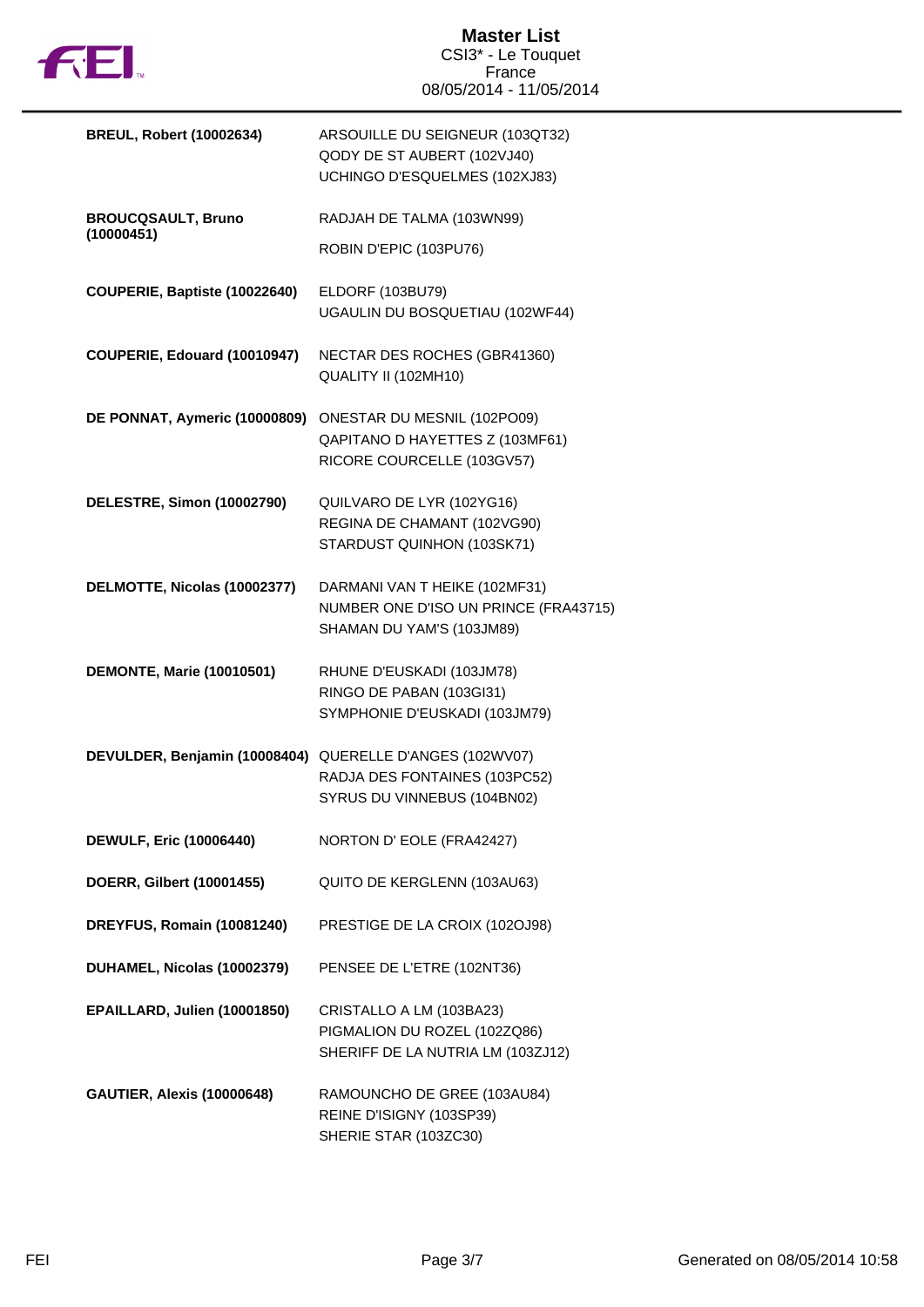# Master List

CSI3* - Le Touquet
France
08/05/2014 - 11/05/2014

| Rider | Horses |
|---|---|
| **BREUL, Robert (10002634)** | ARSOUILLE DU SEIGNEUR (103QT32)<br>QODY DE ST AUBERT (102VJ40)<br>UCHINGO D'ESQUELMES (102XJ83) |
| **BROUCQSAULT, Bruno (10000451)** | RADJAH DE TALMA (103WN99)<br>ROBIN D'EPIC (103PU76) |
| **COUPERIE, Baptiste (10022640)** | ELDORF (103BU79)<br>UGAULIN DU BOSQUETIAU (102WF44) |
| **COUPERIE, Edouard (10010947)** | NECTAR DES ROCHES (GBR41360)<br>QUALITY II (102MH10) |
| **DE PONNAT, Aymeric (10000809)** | ONESTAR DU MESNIL (102PO09)<br>QAPITANO D HAYETTES Z (103MF61)<br>RICORE COURCELLE (103GV57) |
| **DELESTRE, Simon (10002790)** | QUILVARO DE LYR (102YG16)<br>REGINA DE CHAMANT (102VG90)<br>STARDUST QUINHON (103SK71) |
| **DELMOTTE, Nicolas (10002377)** | DARMANI VAN T HEIKE (102MF31)<br>NUMBER ONE D'ISO UN PRINCE (FRA43715)<br>SHAMAN DU YAM'S (103JM89) |
| **DEMONTE, Marie (10010501)** | RHUNE D'EUSKADI (103JM78)<br>RINGO DE PABAN (103GI31)<br>SYMPHONIE D'EUSKADI (103JM79) |
| **DEVULDER, Benjamin (10008404)** | QUERELLE D'ANGES (102WV07)<br>RADJA DES FONTAINES (103PC52)<br>SYRUS DU VINNEBUS (104BN02) |
| **DEWULF, Eric (10006440)** | NORTON D' EOLE (FRA42427) |
| **DOERR, Gilbert (10001455)** | QUITO DE KERGLENN (103AU63) |
| **DREYFUS, Romain (10081240)** | PRESTIGE DE LA CROIX (102OJ98) |
| **DUHAMEL, Nicolas (10002379)** | PENSEE DE L'ETRE (102NT36) |
| **EPAILLARD, Julien (10001850)** | CRISTALLO A LM (103BA23)<br>PIGMALION DU ROZEL (102ZQ86)<br>SHERIFF DE LA NUTRIA LM (103ZJ12) |
| **GAUTIER, Alexis (10000648)** | RAMOUNCHO DE GREE (103AU84)<br>REINE D'ISIGNY (103SP39)<br>SHERIE STAR (103ZC30) |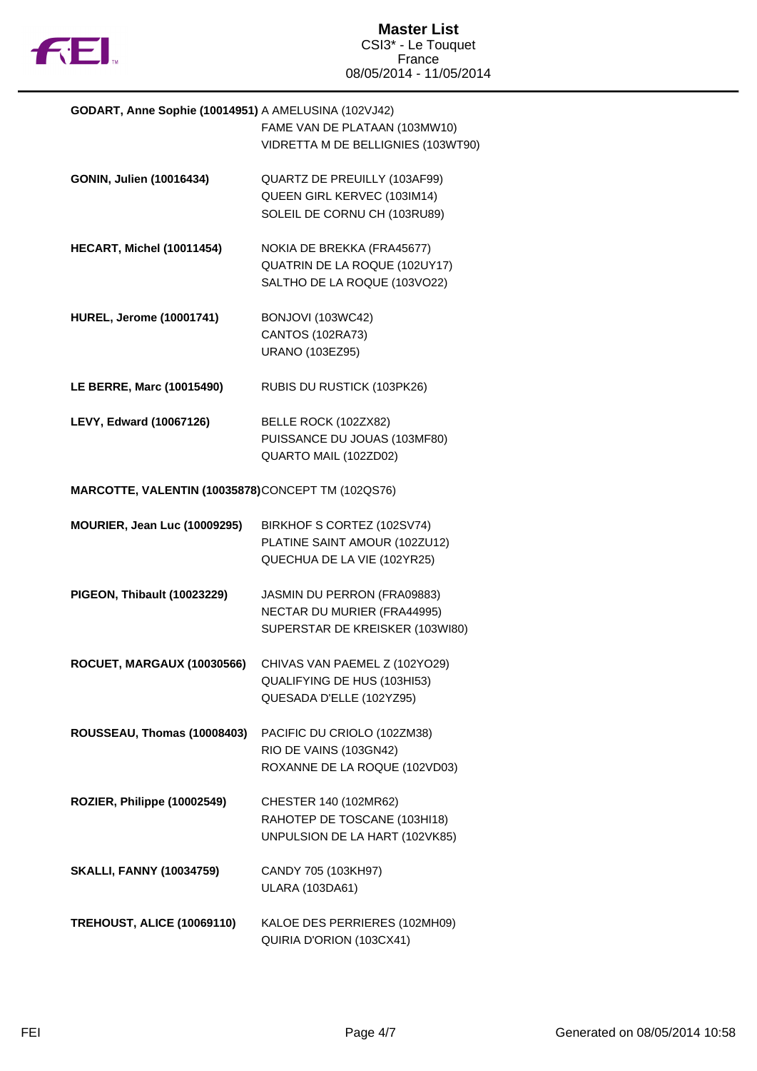| Rider | Horses |
| --- | --- |
| **GODART, Anne Sophie (10014951)** | A AMELUSINA (102VJ42)<br>FAME VAN DE PLATAAN (103MW10)<br>VIDRETTA M DE BELLIGNIES (103WT90) |
| **GONIN, Julien (10016434)** | QUARTZ DE PREUILLY (103AF99)<br>QUEEN GIRL KERVEC (103IM14)<br>SOLEIL DE CORNU CH (103RU89) |
| **HECART, Michel (10011454)** | NOKIA DE BREKKA (FRA45677)<br>QUATRIN DE LA ROQUE (102UY17)<br>SALTHO DE LA ROQUE (103VO22) |
| **HUREL, Jerome (10001741)** | BONJOVI (103WC42)<br>CANTOS (102RA73)<br>URANO (103EZ95) |
| **LE BERRE, Marc (10015490)** | RUBIS DU RUSTICK (103PK26) |
| **LEVY, Edward (10067126)** | BELLE ROCK (102ZX82)<br>PUISSANCE DU JOUAS (103MF80)<br>QUARTO MAIL (102ZD02) |
| **MARCOTTE, VALENTIN (10035878)** | CONCEPT TM (102QS76) |
| **MOURIER, Jean Luc (10009295)** | BIRKHOF S CORTEZ (102SV74)<br>PLATINE SAINT AMOUR (102ZU12)<br>QUECHUA DE LA VIE (102YR25) |
| **PIGEON, Thibault (10023229)** | JASMIN DU PERRON (FRA09883)<br>NECTAR DU MURIER (FRA44995)<br>SUPERSTAR DE KREISKER (103WI80) |
| **ROCUET, MARGAUX (10030566)** | CHIVAS VAN PAEMEL Z (102YO29)<br>QUALIFYING DE HUS (103HI53)<br>QUESADA D'ELLE (102YZ95) |
| **ROUSSEAU, Thomas (10008403)** | PACIFIC DU CRIOLO (102ZM38)<br>RIO DE VAINS (103GN42)<br>ROXANNE DE LA ROQUE (102VD03) |
| **ROZIER, Philippe (10002549)** | CHESTER 140 (102MR62)<br>RAHOTEP DE TOSCANE (103HI18)<br>UNPULSION DE LA HART (102VK85) |
| **SKALLI, FANNY (10034759)** | CANDY 705 (103KH97)<br>ULARA (103DA61) |
| **TREHOUST, ALICE (10069110)** | KALOE DES PERRIERES (102MH09)<br>QUIRIA D'ORION (103CX41) |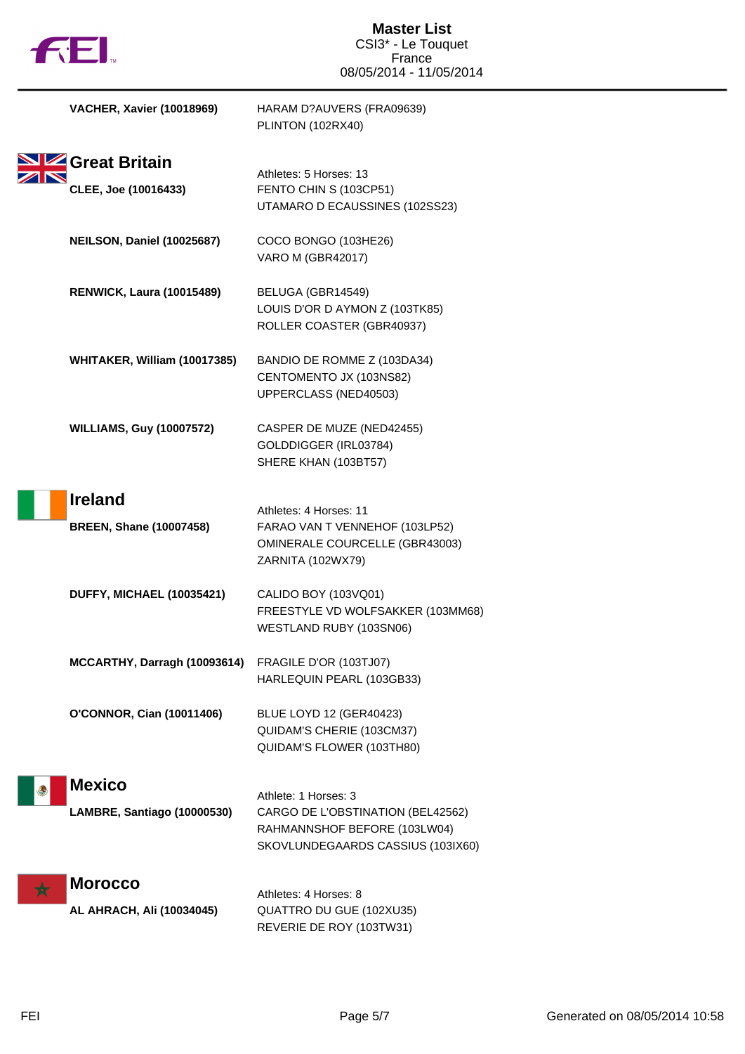**Master List**
CSI3* - Le Touquet
France
08/05/2014 - 11/05/2014

| | |
|---|---|
| **VACHER, Xavier (10018969)** | HARAM D?AUVERS (FRA09639)<br>PLINTON (102RX40) |

## Great Britain

Athletes: 5 Horses: 13

| | |
|---|---|
| **CLEE, Joe (10016433)** | FENTO CHIN S (103CP51)<br>UTAMARO D ECAUSSINES (102SS23) |
| **NEILSON, Daniel (10025687)** | COCO BONGO (103HE26)<br>VARO M (GBR42017) |
| **RENWICK, Laura (10015489)** | BELUGA (GBR14549)<br>LOUIS D'OR D AYMON Z (103TK85)<br>ROLLER COASTER (GBR40937) |
| **WHITAKER, William (10017385)** | BANDIO DE ROMME Z (103DA34)<br>CENTOMENTO JX (103NS82)<br>UPPERCLASS (NED40503) |
| **WILLIAMS, Guy (10007572)** | CASPER DE MUZE (NED42455)<br>GOLDDIGGER (IRL03784)<br>SHERE KHAN (103BT57) |

## Ireland

Athletes: 4 Horses: 11

| | |
|---|---|
| **BREEN, Shane (10007458)** | FARAO VAN T VENNEHOF (103LP52)<br>OMINERALE COURCELLE (GBR43003)<br>ZARNITA (102WX79) |
| **DUFFY, MICHAEL (10035421)** | CALIDO BOY (103VQ01)<br>FREESTYLE VD WOLFSAKKER (103MM68)<br>WESTLAND RUBY (103SN06) |
| **MCCARTHY, Darragh (10093614)** | FRAGILE D'OR (103TJ07)<br>HARLEQUIN PEARL (103GB33) |
| **O'CONNOR, Cian (10011406)** | BLUE LOYD 12 (GER40423)<br>QUIDAM'S CHERIE (103CM37)<br>QUIDAM'S FLOWER (103TH80) |

## Mexico

Athlete: 1 Horses: 3

| | |
|---|---|
| **LAMBRE, Santiago (10000530)** | CARGO DE L'OBSTINATION (BEL42562)<br>RAHMANNSHOF BEFORE (103LW04)<br>SKOVLUNDEGAARDS CASSIUS (103IX60) |

## Morocco

Athletes: 4 Horses: 8

| | |
|---|---|
| **AL AHRACH, Ali (10034045)** | QUATTRO DU GUE (102XU35)<br>REVERIE DE ROY (103TW31) |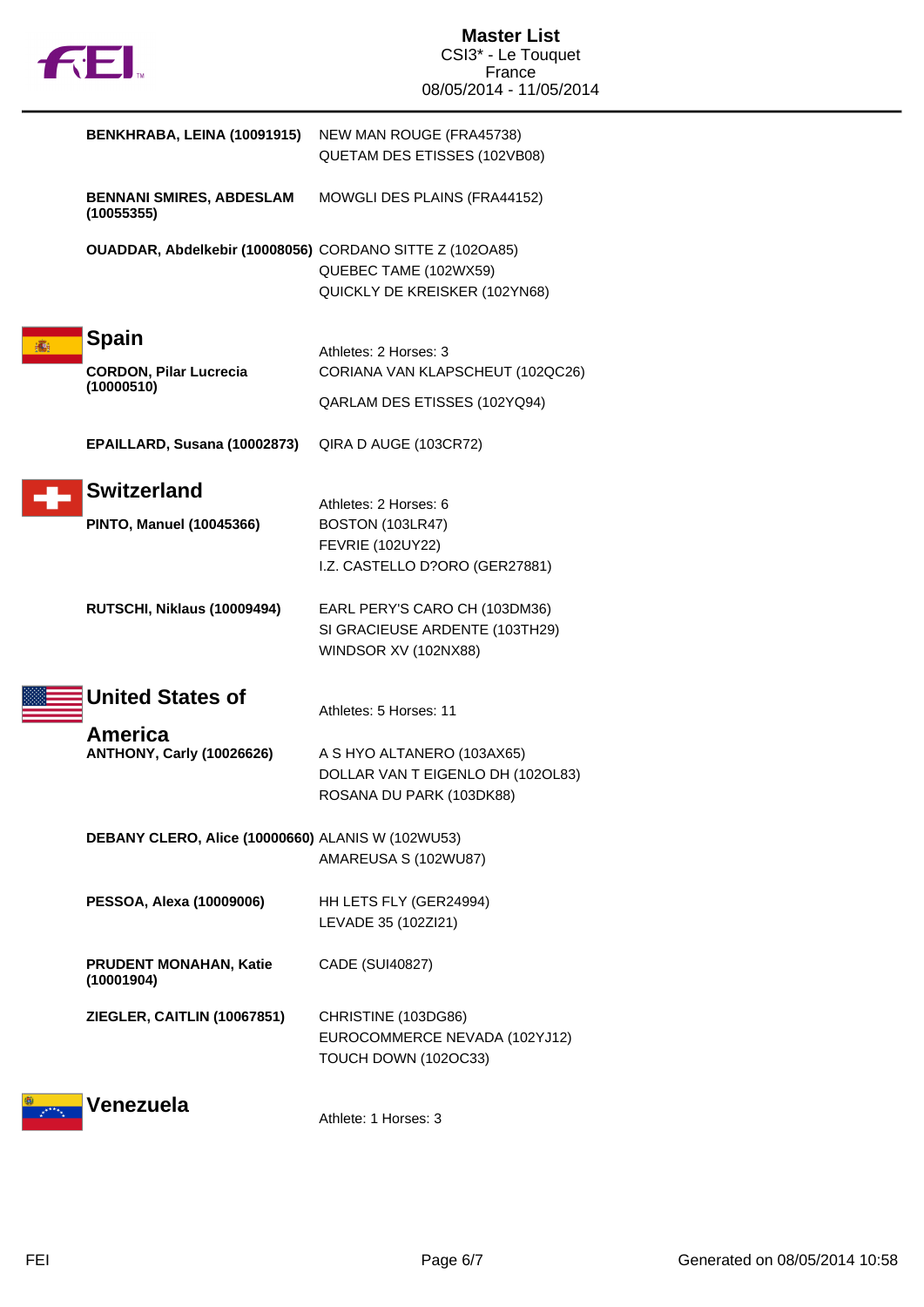**BENKHRABA, LEINA (10091915)**
NEW MAN ROUGE (FRA45738)
QUETAM DES ETISSES (102VB08)

**BENNANI SMIRES, ABDESLAM (10055355)**
MOWGLI DES PLAINS (FRA44152)

**OUADDAR, Abdelkebir (10008056)**
CORDANO SITTE Z (102OA85)
QUEBEC TAME (102WX59)
QUICKLY DE KREISKER (102YN68)

## Spain

Athletes: 2 Horses: 3

**CORDON, Pilar Lucrecia (10000510)**
CORIANA VAN KLAPSCHEUT (102QC26)
QARLAM DES ETISSES (102YQ94)

**EPAILLARD, Susana (10002873)**
QIRA D AUGE (103CR72)

## Switzerland

Athletes: 2 Horses: 6

**PINTO, Manuel (10045366)**
BOSTON (103LR47)
FEVRIE (102UY22)
I.Z. CASTELLO D?ORO (GER27881)

**RUTSCHI, Niklaus (10009494)**
EARL PERY'S CARO CH (103DM36)
SI GRACIEUSE ARDENTE (103TH29)
WINDSOR XV (102NX88)

## United States of America

Athletes: 5 Horses: 11

**ANTHONY, Carly (10026626)**
A S HYO ALTANERO (103AX65)
DOLLAR VAN T EIGENLO DH (102OL83)
ROSANA DU PARK (103DK88)

**DEBANY CLERO, Alice (10000660)**
ALANIS W (102WU53)
AMAREUSA S (102WU87)

**PESSOA, Alexa (10009006)**
HH LETS FLY (GER24994)
LEVADE 35 (102ZI21)

**PRUDENT MONAHAN, Katie (10001904)**
CADE (SUI40827)

**ZIEGLER, CAITLIN (10067851)**
CHRISTINE (103DG86)
EUROCOMMERCE NEVADA (102YJ12)
TOUCH DOWN (102OC33)

## Venezuela

Athlete: 1 Horses: 3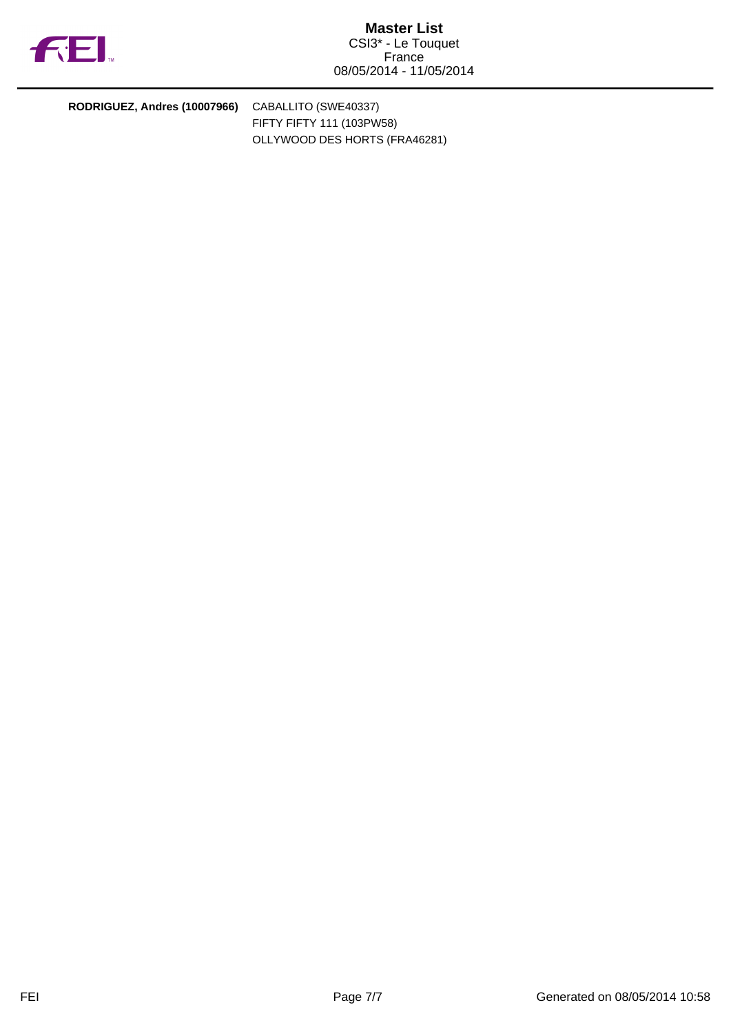| | |
|---|---|
| **RODRIGUEZ, Andres (10007966)** | CABALLITO (SWE40337) |
| | FIFTY FIFTY 111 (103PW58) |
| | OLLYWOOD DES HORTS (FRA46281) |